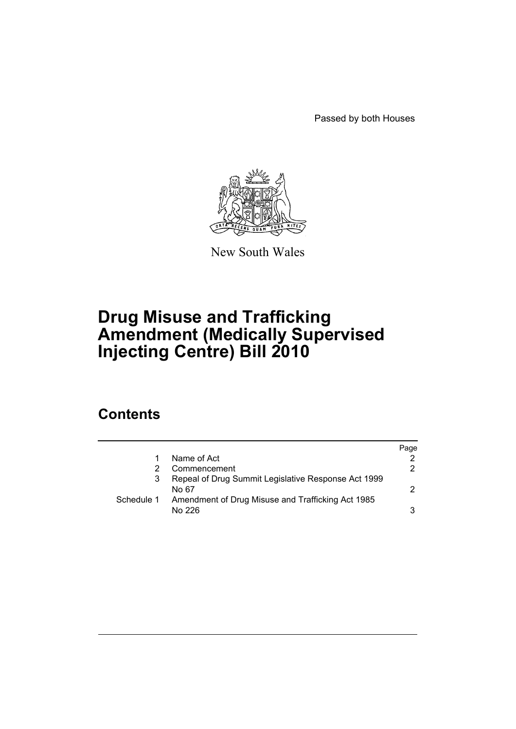Passed by both Houses

New South Wales

# Drug Misuse and Trafficking Amendment (Medically Supervised Injecting Centre) Bill 2010

## Contents

| | | Page |
|---|---|---|
| 1 | Name of Act | 2 |
| 2 | Commencement | 2 |
| 3 | Repeal of Drug Summit Legislative Response Act 1999 No 67 | 2 |
| Schedule 1 | Amendment of Drug Misuse and Trafficking Act 1985 No 226 | 3 |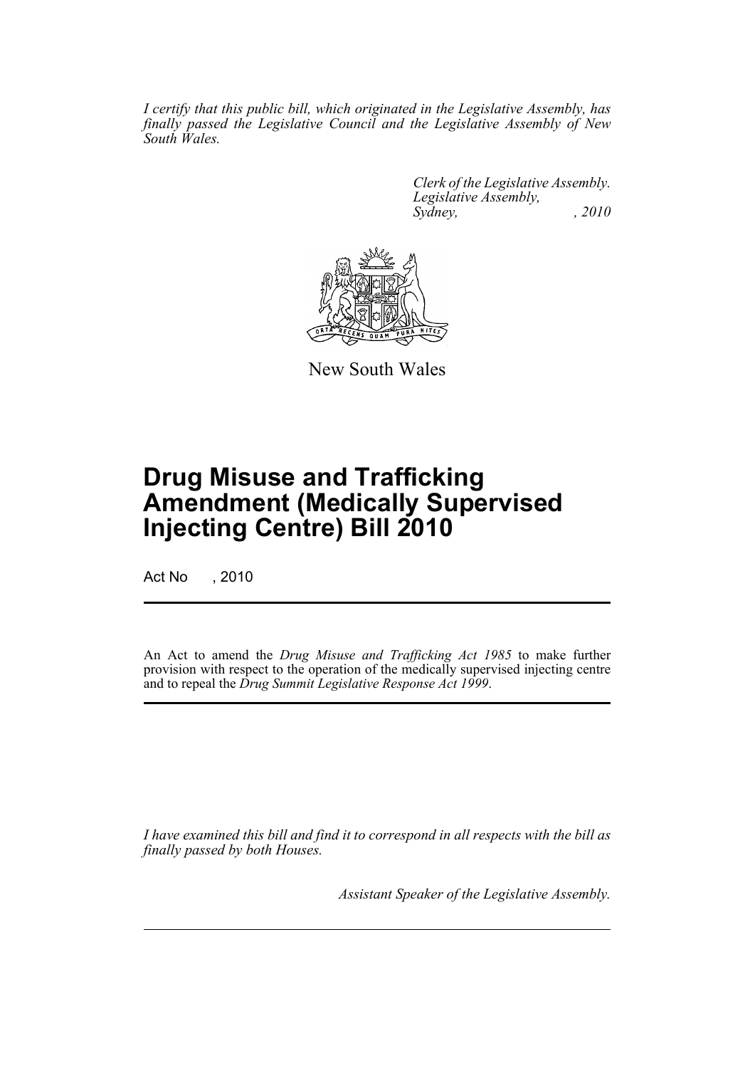*I certify that this public bill, which originated in the Legislative Assembly, has finally passed the Legislative Council and the Legislative Assembly of New South Wales.*

*Clerk of the Legislative Assembly.*
*Legislative Assembly,*
*Sydney, , 2010*

New South Wales

# Drug Misuse and Trafficking Amendment (Medically Supervised Injecting Centre) Bill 2010

Act No , 2010

An Act to amend the *Drug Misuse and Trafficking Act 1985* to make further provision with respect to the operation of the medically supervised injecting centre and to repeal the *Drug Summit Legislative Response Act 1999*.

*I have examined this bill and find it to correspond in all respects with the bill as finally passed by both Houses.*

*Assistant Speaker of the Legislative Assembly.*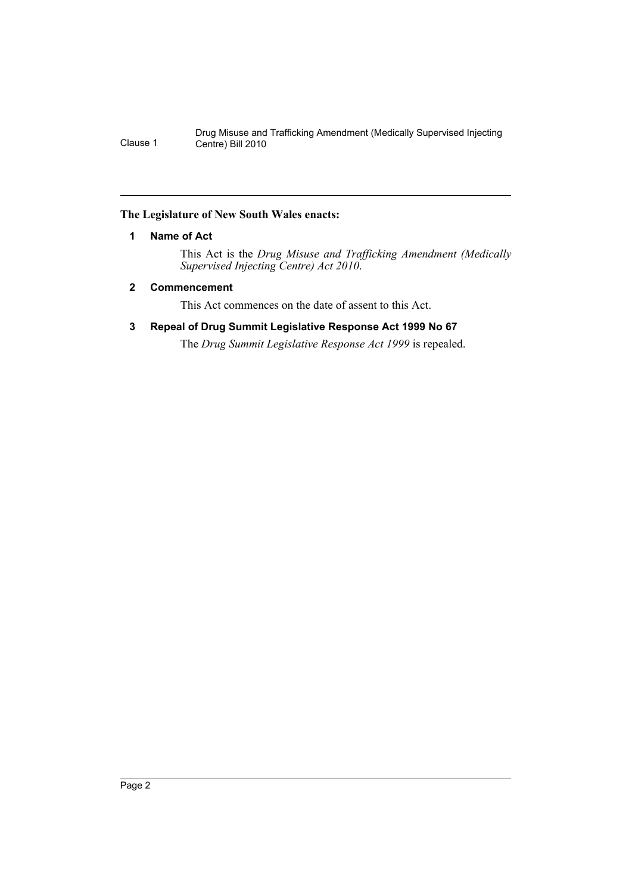**The Legislature of New South Wales enacts:**

### 1 Name of Act

This Act is the *Drug Misuse and Trafficking Amendment (Medically Supervised Injecting Centre) Act 2010*.

### 2 Commencement

This Act commences on the date of assent to this Act.

### 3 Repeal of Drug Summit Legislative Response Act 1999 No 67

The *Drug Summit Legislative Response Act 1999* is repealed.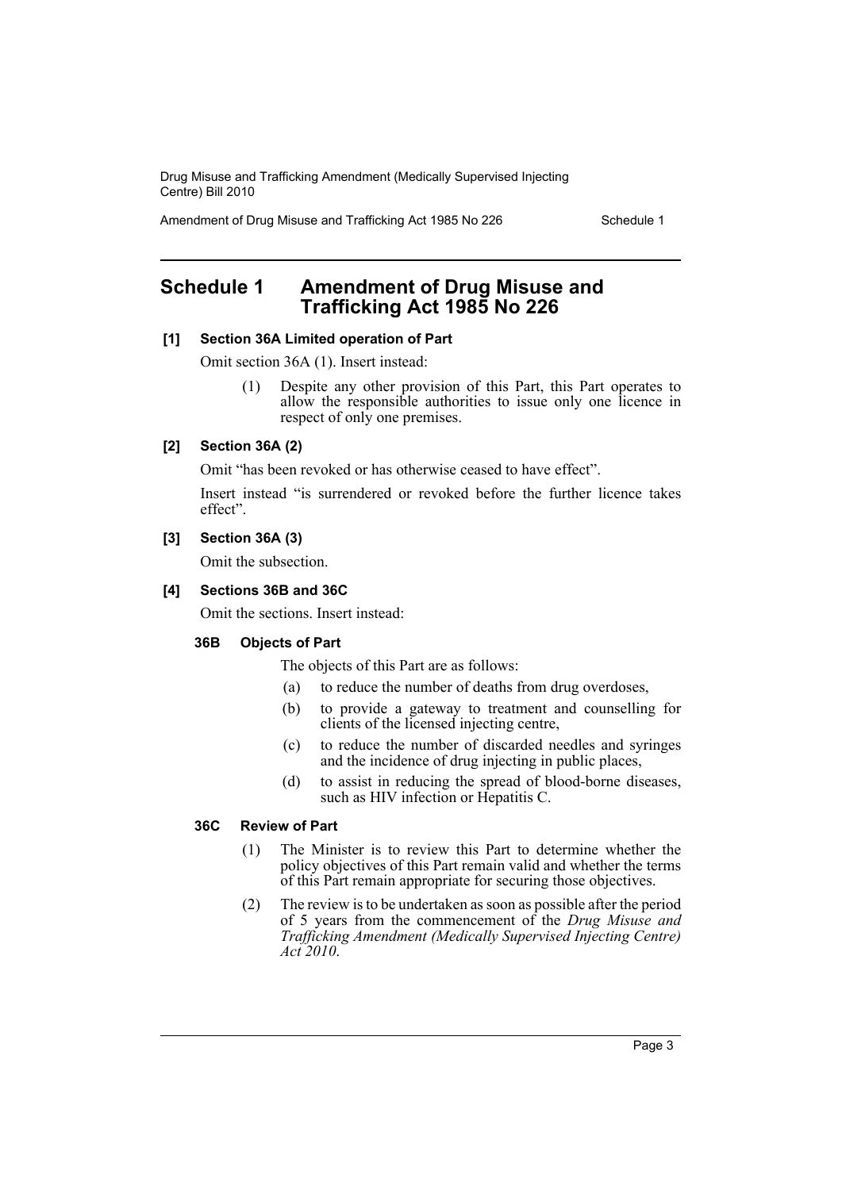# Schedule 1 Amendment of Drug Misuse and Trafficking Act 1985 No 226

**[1] Section 36A Limited operation of Part**

Omit section 36A (1). Insert instead:

> (1) Despite any other provision of this Part, this Part operates to allow the responsible authorities to issue only one licence in respect of only one premises.

**[2] Section 36A (2)**

Omit "has been revoked or has otherwise ceased to have effect".

Insert instead "is surrendered or revoked before the further licence takes effect".

**[3] Section 36A (3)**

Omit the subsection.

**[4] Sections 36B and 36C**

Omit the sections. Insert instead:

**36B Objects of Part**

The objects of this Part are as follows:

(a) to reduce the number of deaths from drug overdoses,

(b) to provide a gateway to treatment and counselling for clients of the licensed injecting centre,

(c) to reduce the number of discarded needles and syringes and the incidence of drug injecting in public places,

(d) to assist in reducing the spread of blood-borne diseases, such as HIV infection or Hepatitis C.

**36C Review of Part**

(1) The Minister is to review this Part to determine whether the policy objectives of this Part remain valid and whether the terms of this Part remain appropriate for securing those objectives.

(2) The review is to be undertaken as soon as possible after the period of 5 years from the commencement of the *Drug Misuse and Trafficking Amendment (Medically Supervised Injecting Centre) Act 2010*.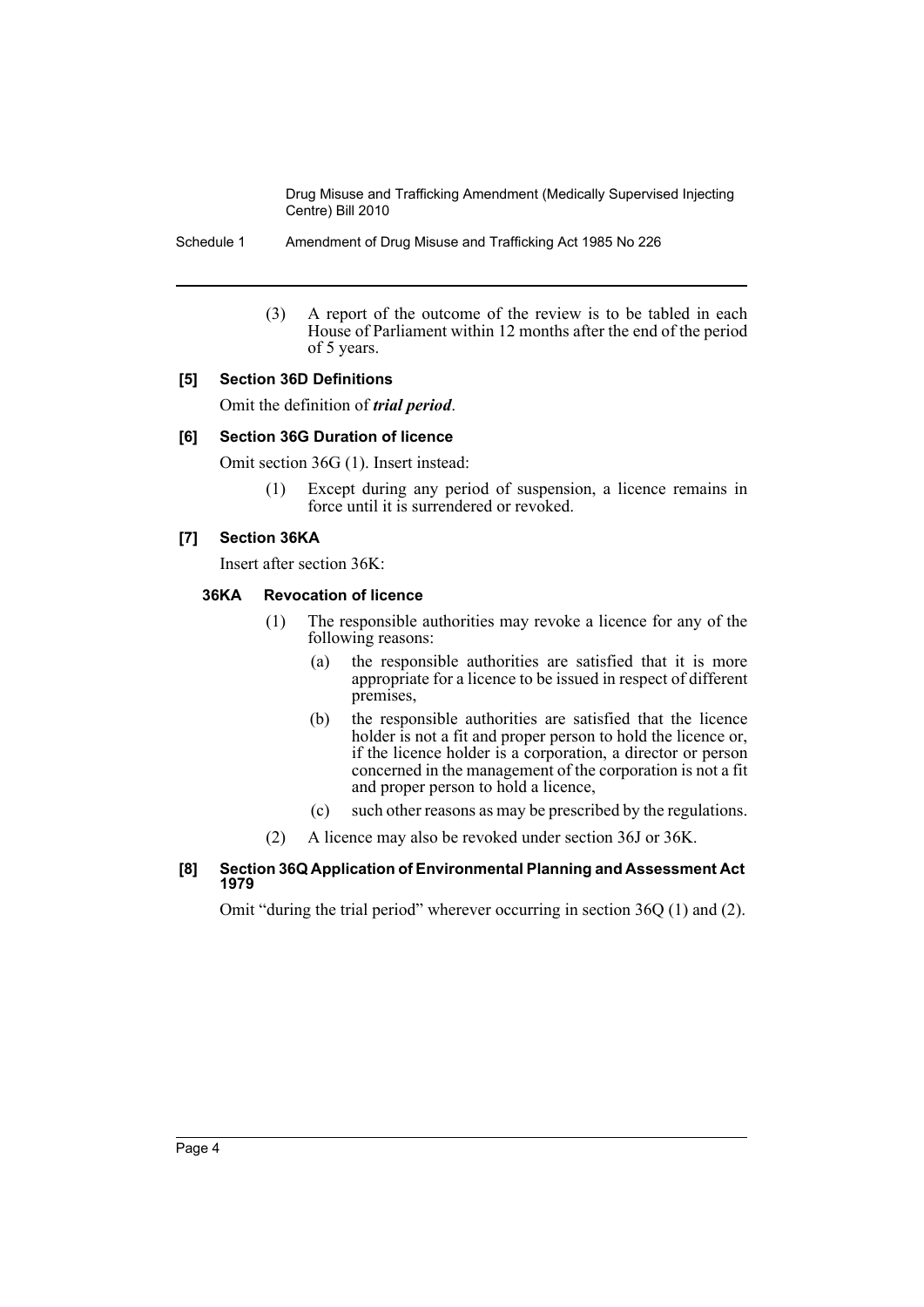(3) A report of the outcome of the review is to be tabled in each House of Parliament within 12 months after the end of the period of 5 years.

### [5] Section 36D Definitions

Omit the definition of ***trial period***.

### [6] Section 36G Duration of licence

Omit section 36G (1). Insert instead:

(1) Except during any period of suspension, a licence remains in force until it is surrendered or revoked.

### [7] Section 36KA

Insert after section 36K:

#### 36KA Revocation of licence

(1) The responsible authorities may revoke a licence for any of the following reasons:

(a) the responsible authorities are satisfied that it is more appropriate for a licence to be issued in respect of different premises,

(b) the responsible authorities are satisfied that the licence holder is not a fit and proper person to hold the licence or, if the licence holder is a corporation, a director or person concerned in the management of the corporation is not a fit and proper person to hold a licence,

(c) such other reasons as may be prescribed by the regulations.

(2) A licence may also be revoked under section 36J or 36K.

### [8] Section 36Q Application of Environmental Planning and Assessment Act 1979

Omit "during the trial period" wherever occurring in section 36Q (1) and (2).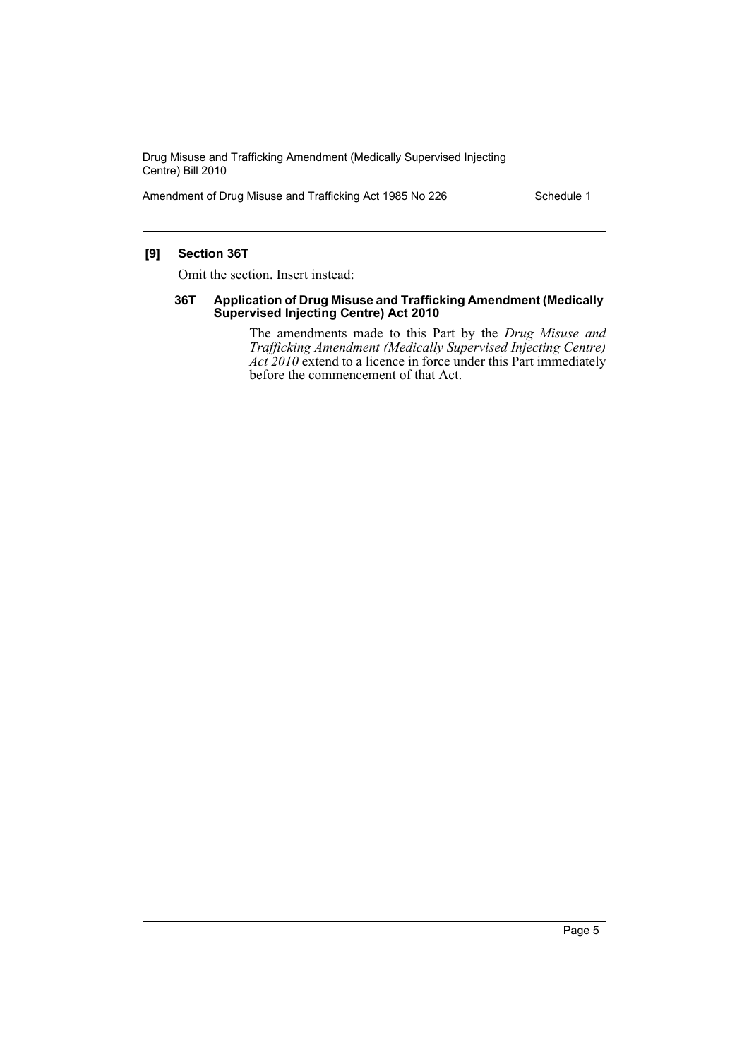**[9] Section 36T**

Omit the section. Insert instead:

**36T Application of Drug Misuse and Trafficking Amendment (Medically Supervised Injecting Centre) Act 2010**

The amendments made to this Part by the *Drug Misuse and Trafficking Amendment (Medically Supervised Injecting Centre) Act 2010* extend to a licence in force under this Part immediately before the commencement of that Act.